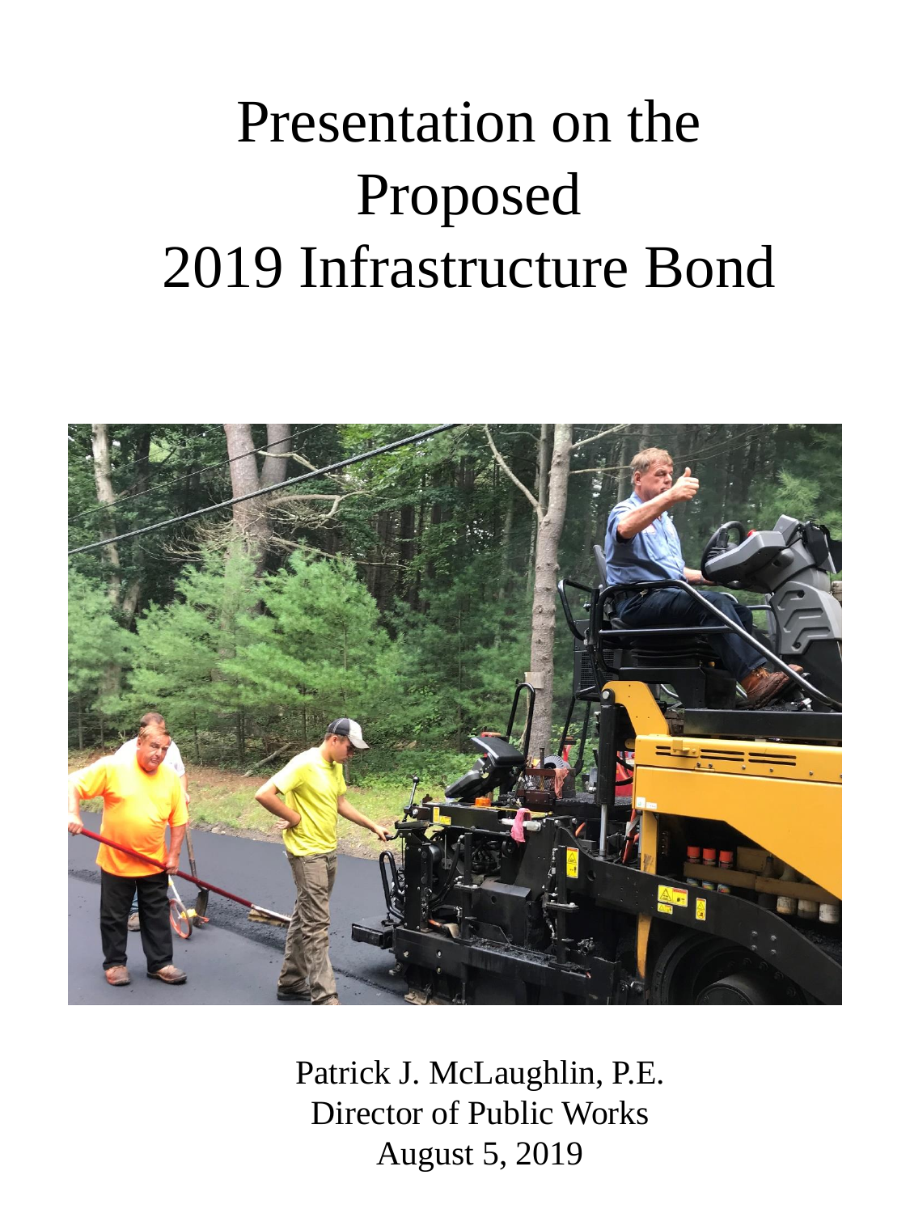# Presentation on the Proposed 2019 Infrastructure Bond

Patrick J. McLaughlin, P.E.
Director of Public Works
August 5, 2019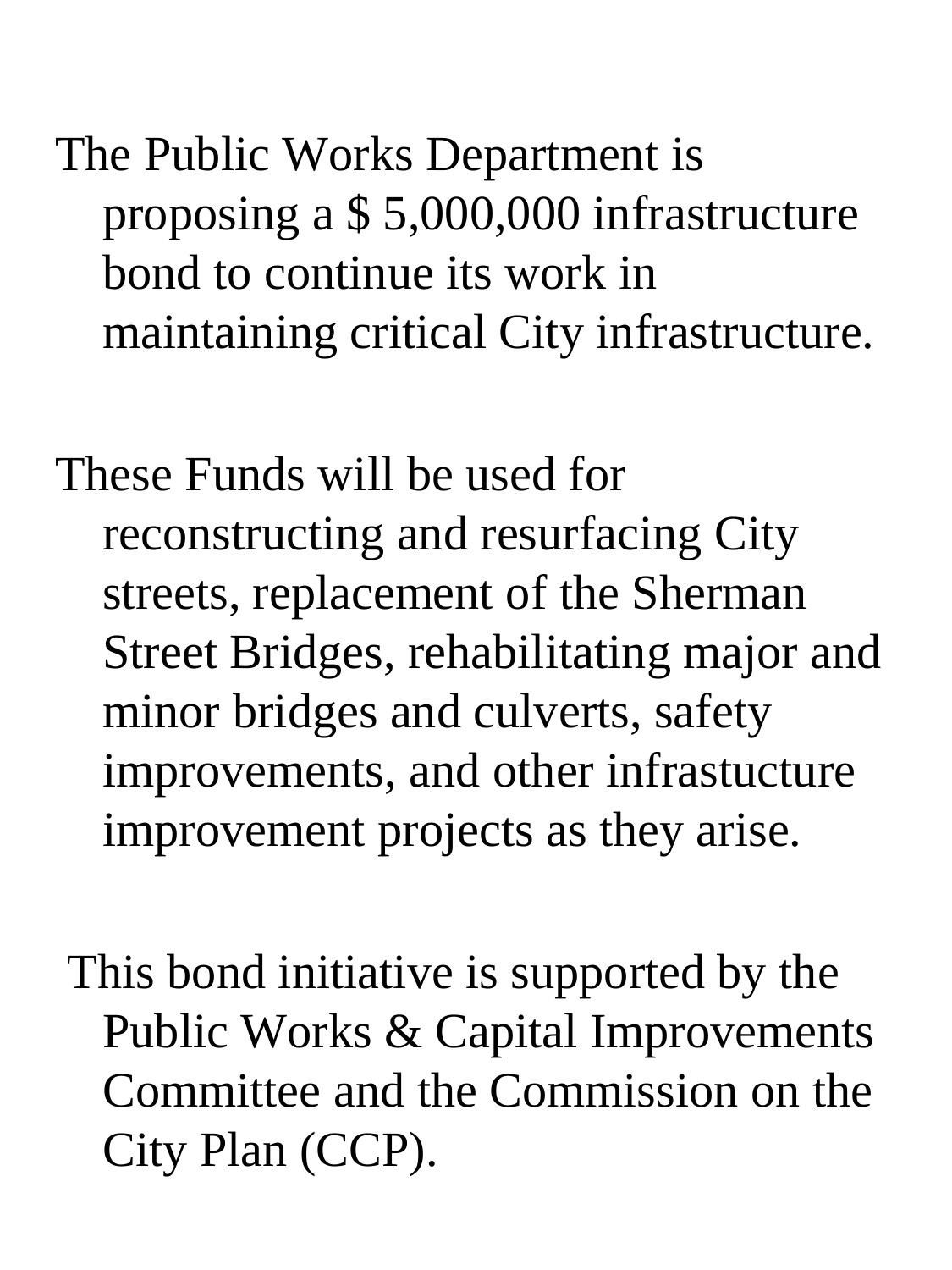The Public Works Department is proposing a $ 5,000,000 infrastructure bond to continue its work in maintaining critical City infrastructure.

These Funds will be used for reconstructing and resurfacing City streets, replacement of the Sherman Street Bridges, rehabilitating major and minor bridges and culverts, safety improvements, and other infrastucture improvement projects as they arise.

This bond initiative is supported by the Public Works & Capital Improvements Committee and the Commission on the City Plan (CCP).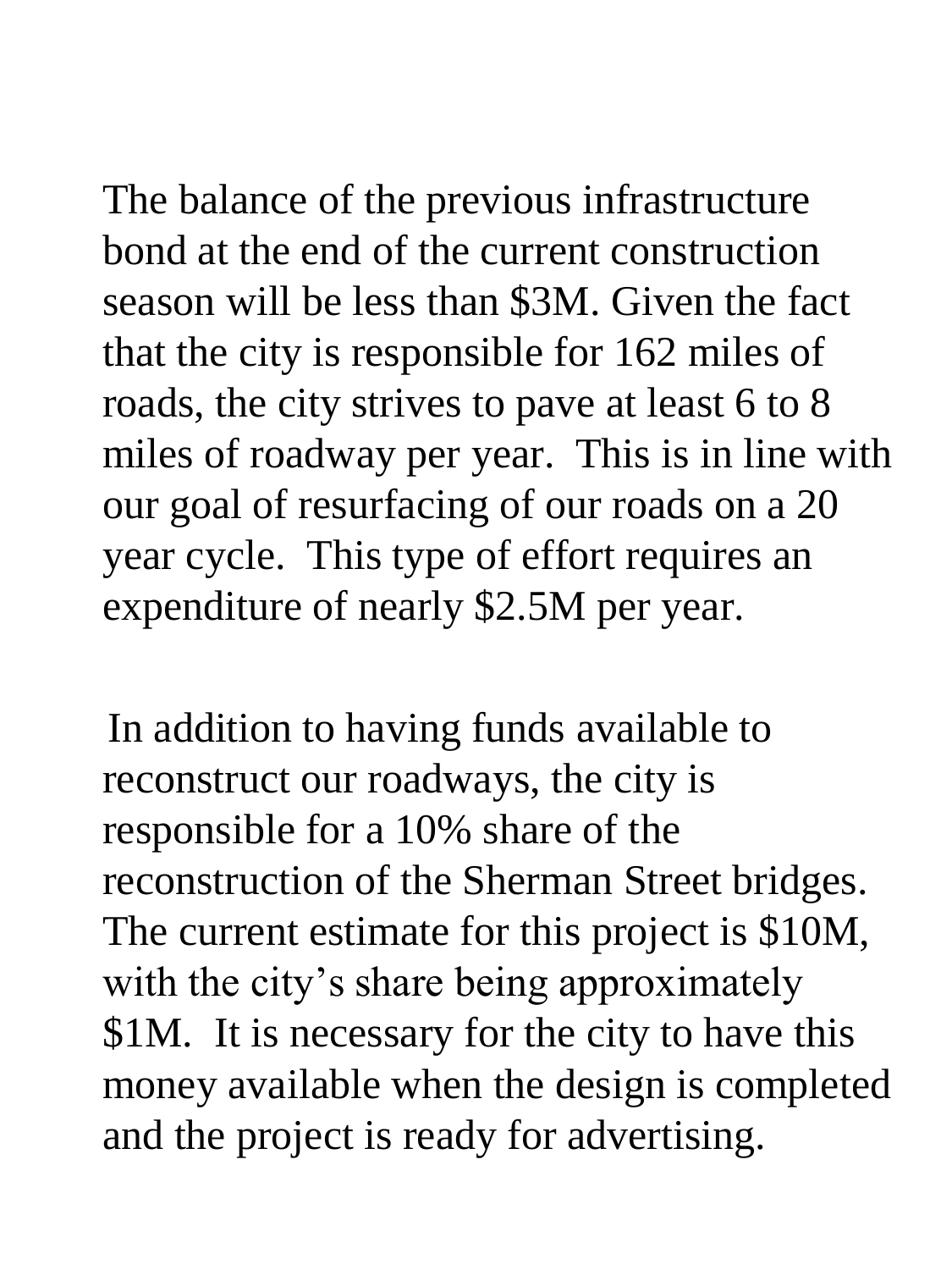The balance of the previous infrastructure bond at the end of the current construction season will be less than $3M. Given the fact that the city is responsible for 162 miles of roads, the city strives to pave at least 6 to 8 miles of roadway per year.  This is in line with our goal of resurfacing of our roads on a 20 year cycle.  This type of effort requires an expenditure of nearly $2.5M per year.

In addition to having funds available to reconstruct our roadways, the city is responsible for a 10% share of the reconstruction of the Sherman Street bridges. The current estimate for this project is $10M, with the city's share being approximately $1M.  It is necessary for the city to have this money available when the design is completed and the project is ready for advertising.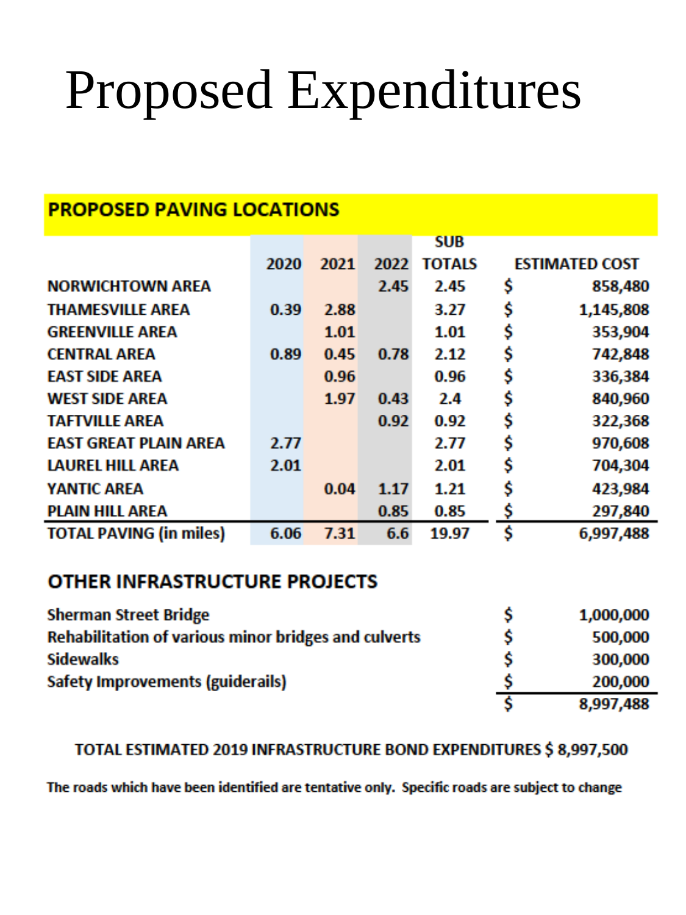# Proposed Expenditures

## PROPOSED PAVING LOCATIONS

| | 2020 | 2021 | 2022 | SUB TOTALS | ESTIMATED COST |
|---|---|---|---|---|---|
| NORWICHTOWN AREA | | | 2.45 | 2.45 | $ 858,480 |
| THAMESVILLE AREA | 0.39 | 2.88 | | 3.27 | $ 1,145,808 |
| GREENVILLE AREA | | 1.01 | | 1.01 | $ 353,904 |
| CENTRAL AREA | 0.89 | 0.45 | 0.78 | 2.12 | $ 742,848 |
| EAST SIDE AREA | | 0.96 | | 0.96 | $ 336,384 |
| WEST SIDE AREA | | 1.97 | 0.43 | 2.4 | $ 840,960 |
| TAFTVILLE AREA | | | 0.92 | 0.92 | $ 322,368 |
| EAST GREAT PLAIN AREA | 2.77 | | | 2.77 | $ 970,608 |
| LAUREL HILL AREA | 2.01 | | | 2.01 | $ 704,304 |
| YANTIC AREA | | 0.04 | 1.17 | 1.21 | $ 423,984 |
| PLAIN HILL AREA | | | 0.85 | 0.85 | $ 297,840 |
| TOTAL PAVING (in miles) | 6.06 | 7.31 | 6.6 | 19.97 | $ 6,997,488 |

## OTHER INFRASTRUCTURE PROJECTS

| | |
|---|---|
| Sherman Street Bridge | $ 1,000,000 |
| Rehabilitation of various minor bridges and culverts | $ 500,000 |
| Sidewalks | $ 300,000 |
| Safety Improvements (guiderails) | $ 200,000 |
| | $ 8,997,488 |

**TOTAL ESTIMATED 2019 INFRASTRUCTURE BOND EXPENDITURES $ 8,997,500**

**The roads which have been identified are tentative only. Specific roads are subject to change**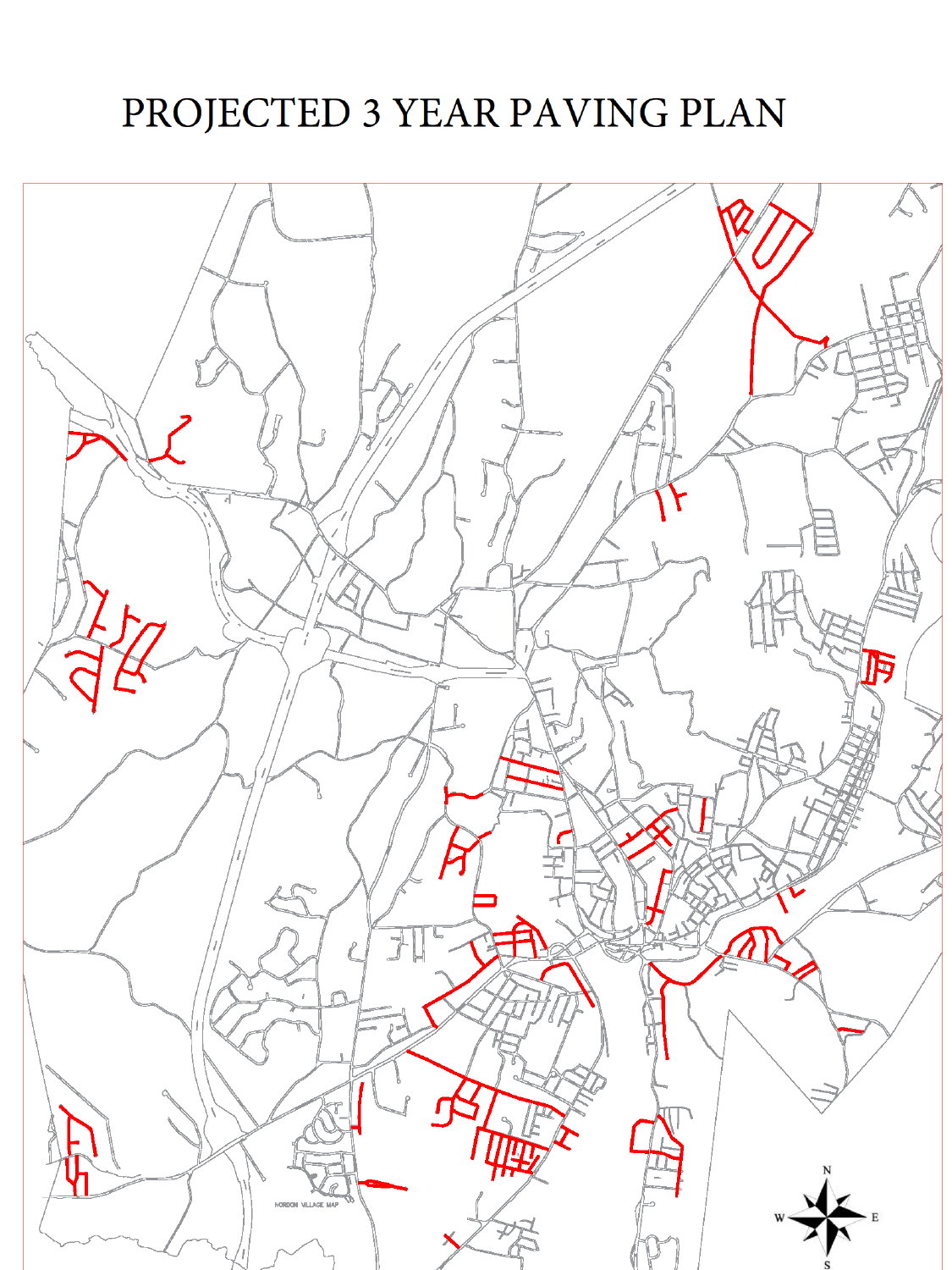# PROJECTED 3 YEAR PAVING PLAN

NORIDON VILLAGE MAP

N

W

E

S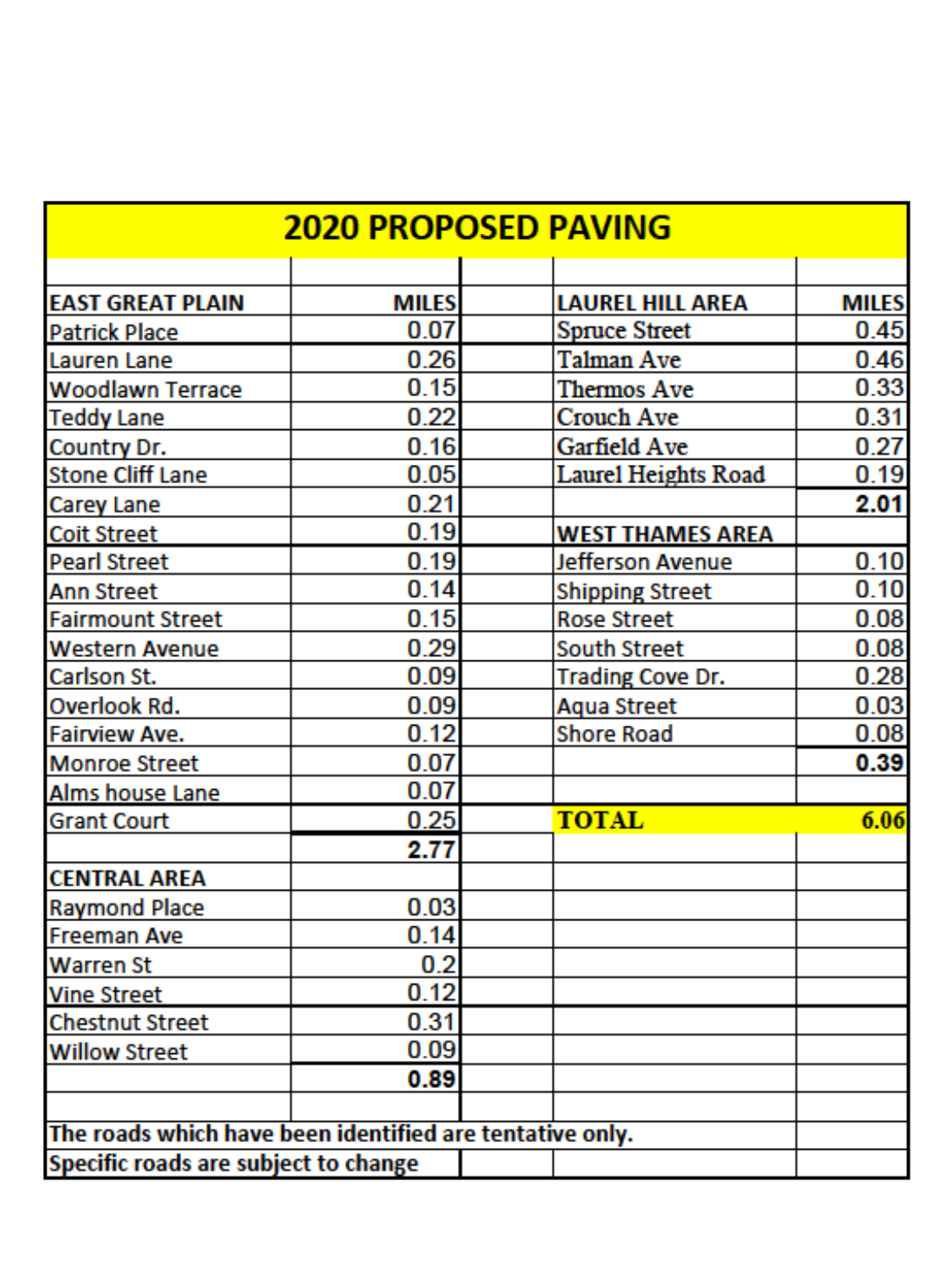# 2020 PROPOSED PAVING

| EAST GREAT PLAIN | MILES | | LAUREL HILL AREA | MILES |
|---|---|---|---|---|
| Patrick Place | 0.07 | | Spruce Street | 0.45 |
| Lauren Lane | 0.26 | | Talman Ave | 0.46 |
| Woodlawn Terrace | 0.15 | | Thermos Ave | 0.33 |
| Teddy Lane | 0.22 | | Crouch Ave | 0.31 |
| Country Dr. | 0.16 | | Garfield Ave | 0.27 |
| Stone Cliff Lane | 0.05 | | Laurel Heights Road | 0.19 |
| Carey Lane | 0.21 | | | **2.01** |
| Coit Street | 0.19 | | **WEST THAMES AREA** | |
| Pearl Street | 0.19 | | Jefferson Avenue | 0.10 |
| Ann Street | 0.14 | | Shipping Street | 0.10 |
| Fairmount Street | 0.15 | | Rose Street | 0.08 |
| Western Avenue | 0.29 | | South Street | 0.08 |
| Carlson St. | 0.09 | | Trading Cove Dr. | 0.28 |
| Overlook Rd. | 0.09 | | Aqua Street | 0.03 |
| Fairview Ave. | 0.12 | | Shore Road | 0.08 |
| Monroe Street | 0.07 | | | **0.39** |
| Alms house Lane | 0.07 | | | |
| Grant Court | 0.25 | | **TOTAL** | **6.06** |
| | **2.77** | | | |
| **CENTRAL AREA** | | | | |
| Raymond Place | 0.03 | | | |
| Freeman Ave | 0.14 | | | |
| Warren St | 0.2 | | | |
| Vine Street | 0.12 | | | |
| Chestnut Street | 0.31 | | | |
| Willow Street | 0.09 | | | |
| | **0.89** | | | |

**The roads which have been identified are tentative only.**

**Specific roads are subject to change**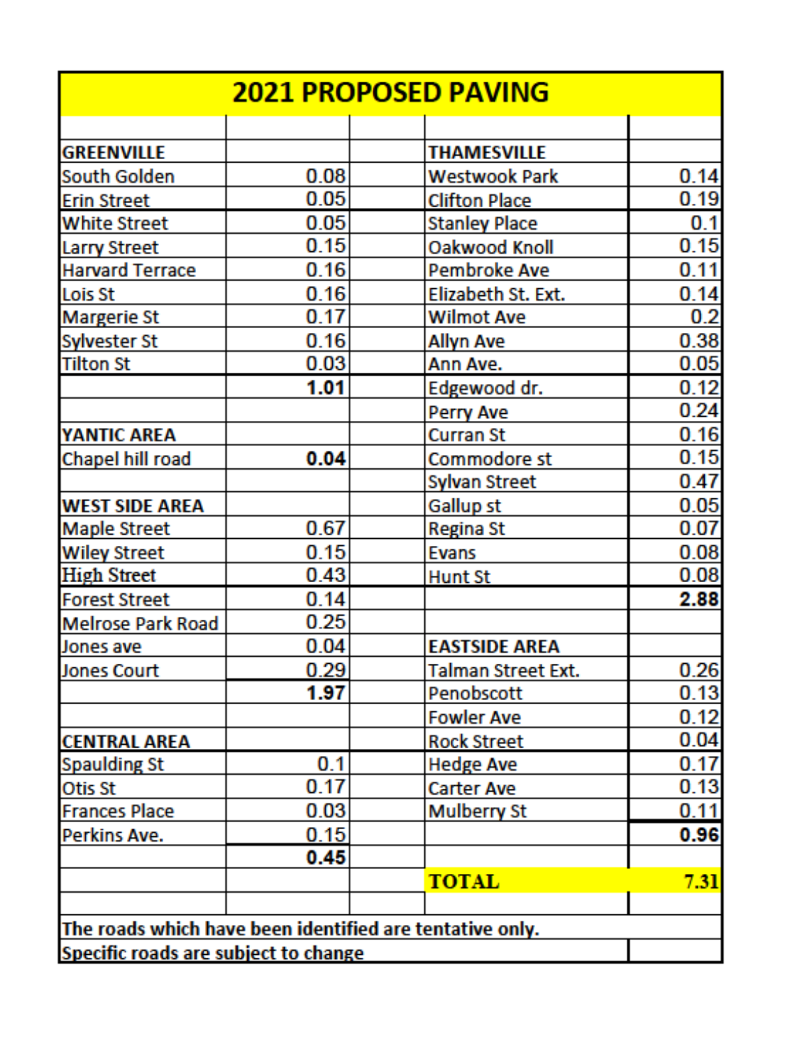# 2021 PROPOSED PAVING

| | | | | |
|---|---|---|---|---|
| **GREENVILLE** | | | **THAMESVILLE** | |
| South Golden | 0.08 | | Westwook Park | 0.14 |
| Erin Street | 0.05 | | Clifton Place | 0.19 |
| White Street | 0.05 | | Stanley Place | 0.1 |
| Larry Street | 0.15 | | Oakwood Knoll | 0.15 |
| Harvard Terrace | 0.16 | | Pembroke Ave | 0.11 |
| Lois St | 0.16 | | Elizabeth St. Ext. | 0.14 |
| Margerie St | 0.17 | | Wilmot Ave | 0.2 |
| Sylvester St | 0.16 | | Allyn Ave | 0.38 |
| Tilton St | 0.03 | | Ann Ave. | 0.05 |
| | **1.01** | | Edgewood dr. | 0.12 |
| | | | Perry Ave | 0.24 |
| **YANTIC AREA** | | | Curran St | 0.16 |
| Chapel hill road | **0.04** | | Commodore st | 0.15 |
| | | | Sylvan Street | 0.47 |
| **WEST SIDE AREA** | | | Gallup st | 0.05 |
| Maple Street | 0.67 | | Regina St | 0.07 |
| Wiley Street | 0.15 | | Evans | 0.08 |
| High Street | 0.43 | | Hunt St | 0.08 |
| Forest Street | 0.14 | | | **2.88** |
| Melrose Park Road | 0.25 | | | |
| Jones ave | 0.04 | | **EASTSIDE AREA** | |
| Jones Court | 0.29 | | Talman Street Ext. | 0.26 |
| | **1.97** | | Penobscott | 0.13 |
| | | | Fowler Ave | 0.12 |
| **CENTRAL AREA** | | | Rock Street | 0.04 |
| Spaulding St | 0.1 | | Hedge Ave | 0.17 |
| Otis St | 0.17 | | Carter Ave | 0.13 |
| Frances Place | 0.03 | | Mulberry St | 0.11 |
| Perkins Ave. | 0.15 | | | **0.96** |
| | **0.45** | | | |
| | | | **TOTAL** | 7.31 |

**The roads which have been identified are tentative only.**

**Specific roads are subject to change**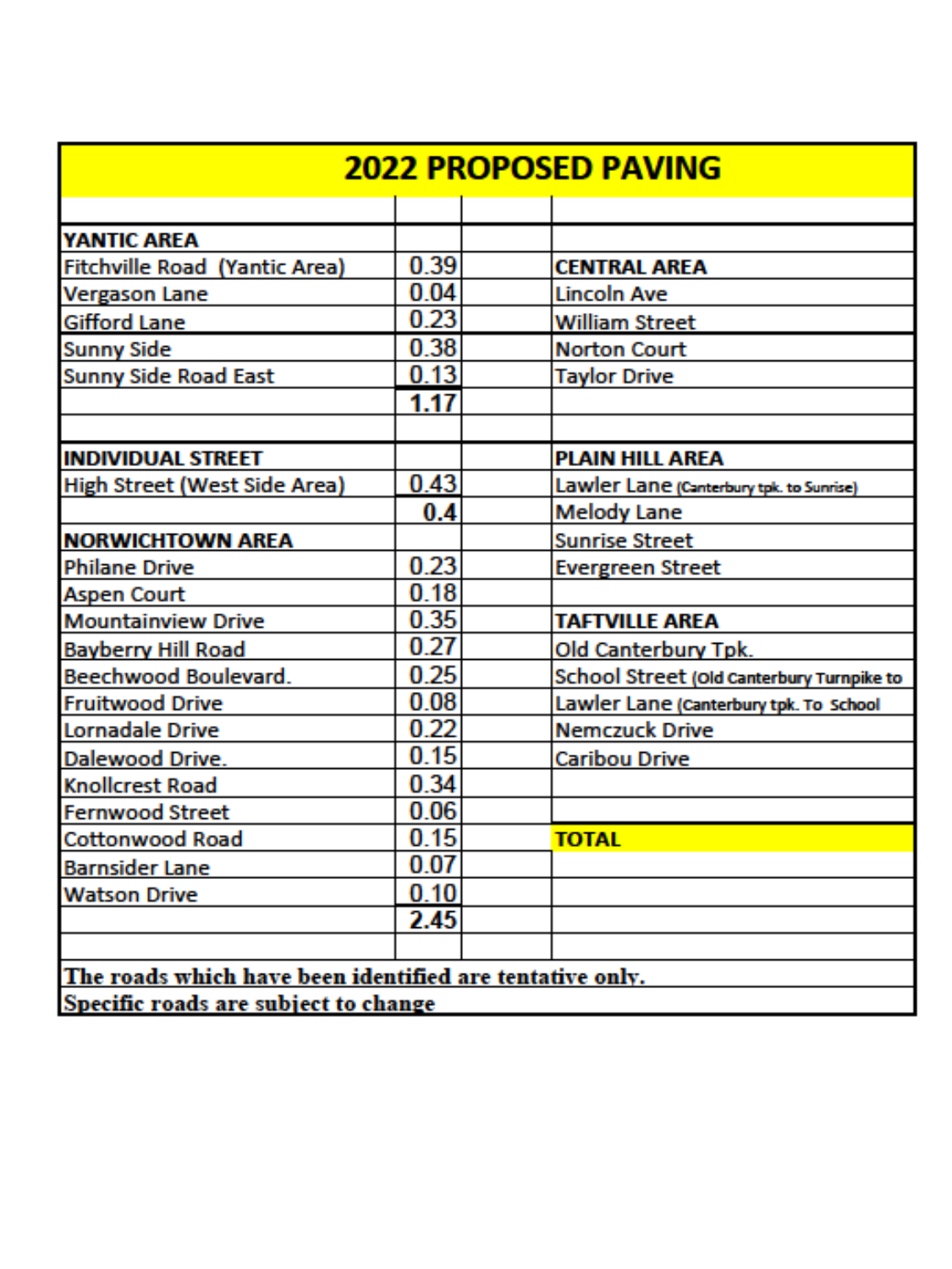# 2022 PROPOSED PAVING

| | | | |
|---|---|---|---|
| **YANTIC AREA** | | | |
| Fitchville Road (Yantic Area) | 0.39 | | **CENTRAL AREA** |
| Vergason Lane | 0.04 | | Lincoln Ave |
| Gifford Lane | 0.23 | | William Street |
| Sunny Side | 0.38 | | Norton Court |
| Sunny Side Road East | 0.13 | | Taylor Drive |
| | **1.17** | | |
| | | | |
| **INDIVIDUAL STREET** | | | **PLAIN HILL AREA** |
| High Street (West Side Area) | 0.43 | | Lawler Lane (Canterbury tpk. to Sunrise) |
| | **0.4** | | Melody Lane |
| **NORWICHTOWN AREA** | | | Sunrise Street |
| Philane Drive | 0.23 | | Evergreen Street |
| Aspen Court | 0.18 | | |
| Mountainview Drive | 0.35 | | **TAFTVILLE AREA** |
| Bayberry Hill Road | 0.27 | | Old Canterbury Tpk. |
| Beechwood Boulevard. | 0.25 | | School Street (Old Canterbury Turnpike to |
| Fruitwood Drive | 0.08 | | Lawler Lane (Canterbury tpk. To School |
| Lornadale Drive | 0.22 | | Nemczuck Drive |
| Dalewood Drive. | 0.15 | | Caribou Drive |
| Knollcrest Road | 0.34 | | |
| Fernwood Street | 0.06 | | |
| Cottonwood Road | 0.15 | | **TOTAL** |
| Barnsider Lane | 0.07 | | |
| Watson Drive | 0.10 | | |
| | **2.45** | | |

**The roads which have been identified are tentative only.**
**Specific roads are subject to change**